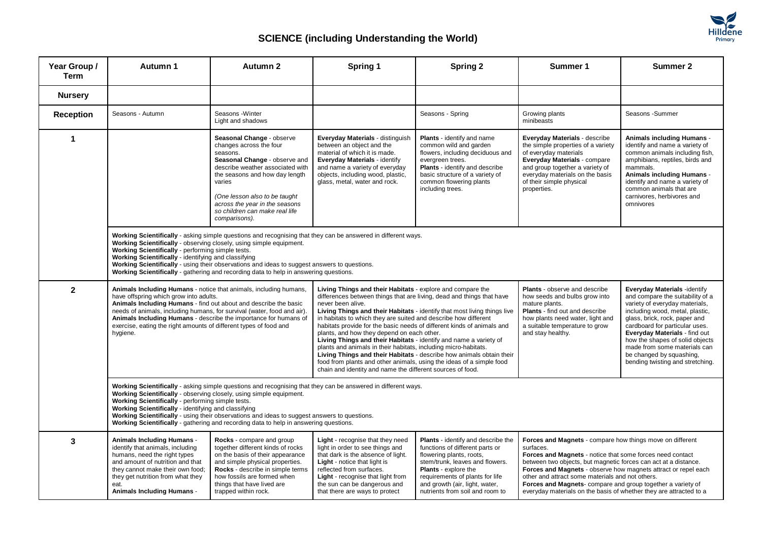# SCIENCE (including Understanding the World)

| Year Group / Term | Autumn 1 | Autumn 2 | Spring 1 | Spring 2 | Summer 1 | Summer 2 |
|---|---|---|---|---|---|---|
| **Nursery** | | | | | | |
| **Reception** | Seasons - Autumn | Seasons -Winter<br>Light and shadows | | Seasons - Spring | Growing plants<br>minibeasts | Seasons -Summer |
| **1** | | **Seasonal Change** - observe changes across the four seasons.<br>**Seasonal Change** - observe and describe weather associated with the seasons and how day length varies<br><br>*(One lesson also to be taught across the year in the seasons so children can make real life comparisons).* | **Everyday Materials** - distinguish between an object and the material of which it is made.<br>**Everyday Materials** - identify and name a variety of everyday objects, including wood, plastic, glass, metal, water and rock. | **Plants** - identify and name common wild and garden flowers, including deciduous and evergreen trees.<br>**Plants** - identify and describe basic structure of a variety of common flowering plants including trees. | **Everyday Materials** - describe the simple properties of a variety of everyday materials<br>**Everyday Materials** - compare and group together a variety of everyday materials on the basis of their simple physical properties. | **Animals including Humans** - identify and name a variety of common animals including fish, amphibians, reptiles, birds and mammals.<br>**Animals including Humans** - identify and name a variety of common animals that are carnivores, herbivores and omnivores |
| | **Working Scientifically** - asking simple questions and recognising that they can be answered in different ways.<br>**Working Scientifically** - observing closely, using simple equipment.<br>**Working Scientifically** - performing simple tests.<br>**Working Scientifically** - identifying and classifying<br>**Working Scientifically** - using their observations and ideas to suggest answers to questions.<br>**Working Scientifically** - gathering and recording data to help in answering questions. | | | | | |
| **2** | **Animals Including Humans** - notice that animals, including humans, have offspring which grow into adults.<br>**Animals Including Humans** - find out about and describe the basic needs of animals, including humans, for survival (water, food and air).<br>**Animals Including Humans** - describe the importance for humans of exercise, eating the right amounts of different types of food and hygiene. | | **Living Things and their Habitats** - explore and compare the differences between things that are living, dead and things that have never been alive.<br>**Living Things and their Habitats** - identify that most living things live in habitats to which they are suited and describe how different habitats provide for the basic needs of different kinds of animals and plants, and how they depend on each other.<br>**Living Things and their Habitats** - identify and name a variety of plants and animals in their habitats, including micro-habitats.<br>**Living Things and their Habitats** - describe how animals obtain their food from plants and other animals, using the ideas of a simple food chain and identity and name the different sources of food. | | **Plants** - observe and describe how seeds and bulbs grow into mature plants.<br>**Plants** - find out and describe how plants need water, light and a suitable temperature to grow and stay healthy. | **Everyday Materials** -identify and compare the suitability of a variety of everyday materials, including wood, metal, plastic, glass, brick, rock, paper and cardboard for particular uses.<br>**Everyday Materials** - find out how the shapes of solid objects made from some materials can be changed by squashing, bending twisting and stretching. |
| | **Working Scientifically** - asking simple questions and recognising that they can be answered in different ways.<br>**Working Scientifically** - observing closely, using simple equipment.<br>**Working Scientifically** - performing simple tests.<br>**Working Scientifically** - identifying and classifying<br>**Working Scientifically** - using their observations and ideas to suggest answers to questions.<br>**Working Scientifically** - gathering and recording data to help in answering questions. | | | | | |
| **3** | **Animals Including Humans** - identify that animals, including humans, need the right types and amount of nutrition and that they cannot make their own food; they get nutrition from what they eat.<br>**Animals Including Humans** - | **Rocks** - compare and group together different kinds of rocks on the basis of their appearance and simple physical properties.<br>**Rocks** - describe in simple terms how fossils are formed when things that have lived are trapped within rock. | **Light** - recognise that they need light in order to see things and that dark is the absence of light.<br>**Light** - notice that light is reflected from surfaces.<br>**Light** - recognise that light from the sun can be dangerous and that there are ways to protect | **Plants** - identify and describe the functions of different parts or flowering plants, roots, stem/trunk, leaves and flowers.<br>**Plants** - explore the requirements of plants for life and growth (air, light, water, nutrients from soil and room to | **Forces and Magnets** - compare how things move on different surfaces.<br>**Forces and Magnets** - notice that some forces need contact between two objects, but magnetic forces can act at a distance.<br>**Forces and Magnets** - observe how magnets attract or repel each other and attract some materials and not others.<br>**Forces and Magnets**- compare and group together a variety of everyday materials on the basis of whether they are attracted to a | |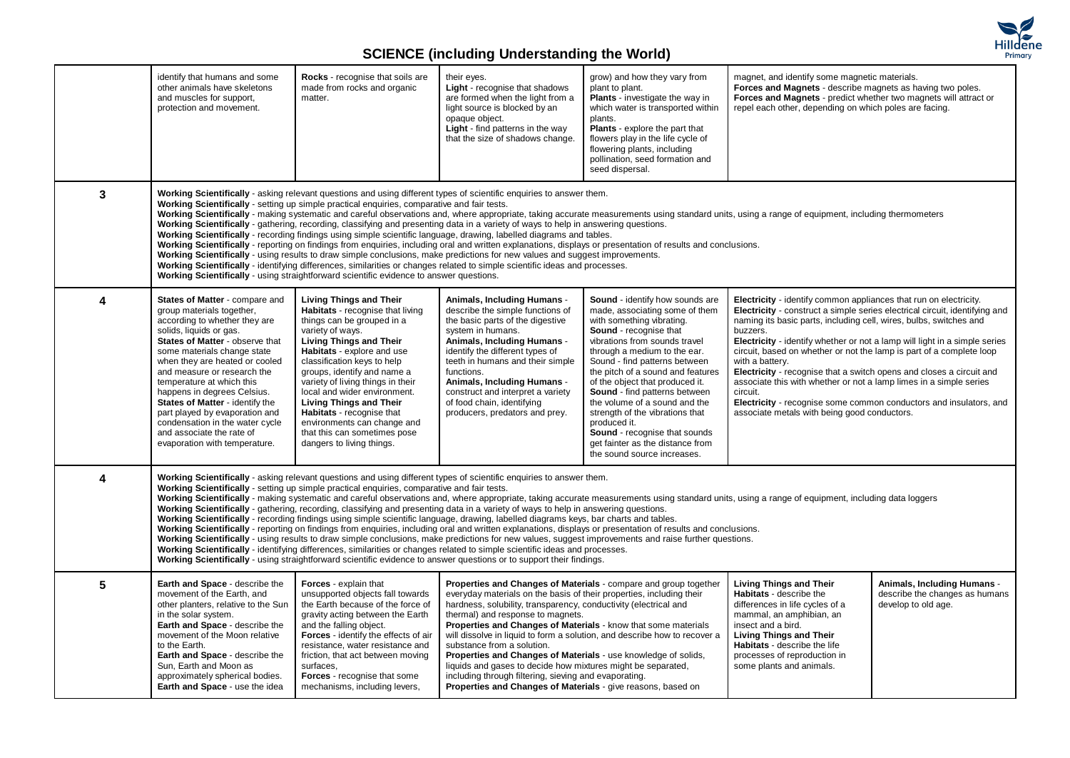# SCIENCE (including Understanding the World)

| | | | | | | |
|---|---|---|---|---|---|---|
| | identify that humans and some other animals have skeletons and muscles for support, protection and movement. | **Rocks** - recognise that soils are made from rocks and organic matter. | their eyes.<br>**Light** - recognise that shadows are formed when the light from a light source is blocked by an opaque object.<br>**Light** - find patterns in the way that the size of shadows change. | grow) and how they vary from plant to plant.<br>**Plants** - investigate the way in which water is transported within plants.<br>**Plants** - explore the part that flowers play in the life cycle of flowering plants, including pollination, seed formation and seed dispersal. | magnet, and identify some magnetic materials.<br>**Forces and Magnets** - describe magnets as having two poles.<br>**Forces and Magnets** - predict whether two magnets will attract or repel each other, depending on which poles are facing. | |
| **3** | **Working Scientifically** - asking relevant questions and using different types of scientific enquiries to answer them.<br>**Working Scientifically** - setting up simple practical enquiries, comparative and fair tests.<br>**Working Scientifically** - making systematic and careful observations and, where appropriate, taking accurate measurements using standard units, using a range of equipment, including thermometers<br>**Working Scientifically** - gathering, recording, classifying and presenting data in a variety of ways to help in answering questions.<br>**Working Scientifically** - recording findings using simple scientific language, drawing, labelled diagrams and tables.<br>**Working Scientifically** - reporting on findings from enquiries, including oral and written explanations, displays or presentation of results and conclusions.<br>**Working Scientifically** - using results to draw simple conclusions, make predictions for new values and suggest improvements.<br>**Working Scientifically** - identifying differences, similarities or changes related to simple scientific ideas and processes.<br>**Working Scientifically** - using straightforward scientific evidence to answer questions. | | | | | |
| **4** | **States of Matter** - compare and group materials together, according to whether they are solids, liquids or gas.<br>**States of Matter** - observe that some materials change state when they are heated or cooled and measure or research the temperature at which this happens in degrees Celsius.<br>**States of Matter** - identify the part played by evaporation and condensation in the water cycle and associate the rate of evaporation with temperature. | **Living Things and Their Habitats** - recognise that living things can be grouped in a variety of ways.<br>**Living Things and Their Habitats** - explore and use classification keys to help groups, identify and name a variety of living things in their local and wider environment.<br>**Living Things and Their Habitats** - recognise that environments can change and that this can sometimes pose dangers to living things. | **Animals, Including Humans** - describe the simple functions of the basic parts of the digestive system in humans.<br>**Animals, Including Humans** - identify the different types of teeth in humans and their simple functions.<br>**Animals, Including Humans** - construct and interpret a variety of food chain, identifying producers, predators and prey. | **Sound** - identify how sounds are made, associating some of them with something vibrating.<br>**Sound** - recognise that vibrations from sounds travel through a medium to the ear.<br>Sound - find patterns between the pitch of a sound and features of the object that produced it.<br>**Sound** - find patterns between the volume of a sound and the strength of the vibrations that produced it.<br>**Sound** - recognise that sounds get fainter as the distance from the sound source increases. | **Electricity** - identify common appliances that run on electricity.<br>**Electricity** - construct a simple series electrical circuit, identifying and naming its basic parts, including cell, wires, bulbs, switches and buzzers.<br>**Electricity** - identify whether or not a lamp will light in a simple series circuit, based on whether or not the lamp is part of a complete loop with a battery.<br>**Electricity** - recognise that a switch opens and closes a circuit and associate this with whether or not a lamp limes in a simple series circuit.<br>**Electricity** - recognise some common conductors and insulators, and associate metals with being good conductors. | |
| **4** | **Working Scientifically** - asking relevant questions and using different types of scientific enquiries to answer them.<br>**Working Scientifically** - setting up simple practical enquiries, comparative and fair tests.<br>**Working Scientifically** - making systematic and careful observations and, where appropriate, taking accurate measurements using standard units, using a range of equipment, including data loggers<br>**Working Scientifically** - gathering, recording, classifying and presenting data in a variety of ways to help in answering questions.<br>**Working Scientifically** - recording findings using simple scientific language, drawing, labelled diagrams keys, bar charts and tables.<br>**Working Scientifically** - reporting on findings from enquiries, including oral and written explanations, displays or presentation of results and conclusions.<br>**Working Scientifically** - using results to draw simple conclusions, make predictions for new values, suggest improvements and raise further questions.<br>**Working Scientifically** - identifying differences, similarities or changes related to simple scientific ideas and processes.<br>**Working Scientifically** - using straightforward scientific evidence to answer questions or to support their findings. | | | | | |
| **5** | **Earth and Space** - describe the movement of the Earth, and other planters, relative to the Sun in the solar system.<br>**Earth and Space** - describe the movement of the Moon relative to the Earth.<br>**Earth and Space** - describe the Sun, Earth and Moon as approximately spherical bodies.<br>**Earth and Space** - use the idea | **Forces** - explain that unsupported objects fall towards the Earth because of the force of gravity acting between the Earth and the falling object.<br>**Forces** - identify the effects of air resistance, water resistance and friction, that act between moving surfaces,<br>**Forces** - recognise that some mechanisms, including levers, | **Properties and Changes of Materials** - compare and group together everyday materials on the basis of their properties, including their hardness, solubility, transparency, conductivity (electrical and thermal) and response to magnets.<br>**Properties and Changes of Materials** - know that some materials will dissolve in liquid to form a solution, and describe how to recover a substance from a solution.<br>**Properties and Changes of Materials** - use knowledge of solids, liquids and gases to decide how mixtures might be separated, including through filtering, sieving and evaporating.<br>**Properties and Changes of Materials** - give reasons, based on | | **Living Things and Their Habitats** - describe the differences in life cycles of a mammal, an amphibian, an insect and a bird.<br>**Living Things and Their Habitats** - describe the life processes of reproduction in some plants and animals. | **Animals, Including Humans** - describe the changes as humans develop to old age. |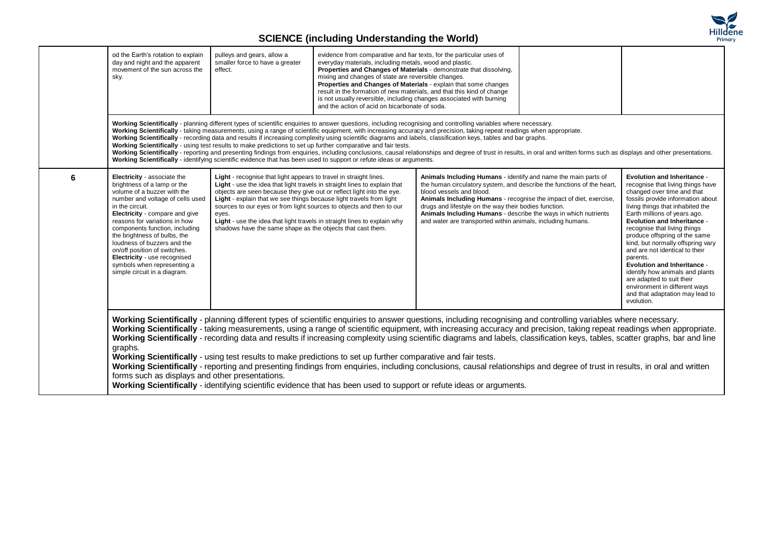# SCIENCE (including Understanding the World)

| | | | | | | |
|---|---|---|---|---|---|---|
| | od the Earth's rotation to explain day and night and the apparent movement of the sun across the sky. | pulleys and gears, allow a smaller force to have a greater effect. | evidence from comparative and fiar texts, for the particular uses of everyday materials, including metals, wood and plastic. **Properties and Changes of Materials** - demonstrate that dissolving, mixing and changes of state are reversible changes. **Properties and Changes of Materials** - explain that some changes result in the formation of new materials, and that this kind of change is not usually reversible, including changes associated with burning and the action of acid on bicarbonate of soda. | | | |
| | **Working Scientifically** - planning different types of scientific enquiries to answer questions, including recognising and controlling variables where necessary. **Working Scientifically** - taking measurements, using a range of scientific equipment, with increasing accuracy and precision, taking repeat readings when appropriate. **Working Scientifically** - recording data and results if increasing complexity using scientific diagrams and labels, classification keys, tables and bar graphs. **Working Scientifically** - using test results to make predictions to set up further comparative and fair tests. **Working Scientifically** - reporting and presenting findings from enquiries, including conclusions, causal relationships and degree of trust in results, in oral and written forms such as displays and other presentations. **Working Scientifically** - identifying scientific evidence that has been used to support or refute ideas or arguments. | | | | | |
| 6 | **Electricity** - associate the brightness of a lamp or the volume of a buzzer with the number and voltage of cells used in the circuit. **Electricity** - compare and give reasons for variations in how components function, including the brightness of bulbs, the loudness of buzzers and the on/off position of switches. **Electricity** - use recognised symbols when representing a simple circuit in a diagram. | **Light** - recognise that light appears to travel in straight lines. **Light** - use the idea that light travels in straight lines to explain that objects are seen because they give out or reflect light into the eye. **Light** - explain that we see things because light travels from light sources to our eyes or from light sources to objects and then to our eyes. **Light** - use the idea that light travels in straight lines to explain why shadows have the same shape as the objects that cast them. | | **Animals Including Humans** - identify and name the main parts of the human circulatory system, and describe the functions of the heart, blood vessels and blood. **Animals Including Humans** - recognise the impact of diet, exercise, drugs and lifestyle on the way their bodies function. **Animals Including Humans** - describe the ways in which nutrients and water are transported within animals, including humans. | | **Evolution and Inheritance** - recognise that living things have changed over time and that fossils provide information about living things that inhabited the Earth millions of years ago. **Evolution and Inheritance** - recognise that living things produce offspring of the same kind, but normally offspring vary and are not identical to their parents. **Evolution and Inheritance** - identify how animals and plants are adapted to suit their environment in different ways and that adaptation may lead to evolution. |
| | **Working Scientifically** - planning different types of scientific enquiries to answer questions, including recognising and controlling variables where necessary. **Working Scientifically** - taking measurements, using a range of scientific equipment, with increasing accuracy and precision, taking repeat readings when appropriate. **Working Scientifically** - recording data and results if increasing complexity using scientific diagrams and labels, classification keys, tables, scatter graphs, bar and line graphs. **Working Scientifically** - using test results to make predictions to set up further comparative and fair tests. **Working Scientifically** - reporting and presenting findings from enquiries, including conclusions, causal relationships and degree of trust in results, in oral and written forms such as displays and other presentations. **Working Scientifically** - identifying scientific evidence that has been used to support or refute ideas or arguments. | | | | | |